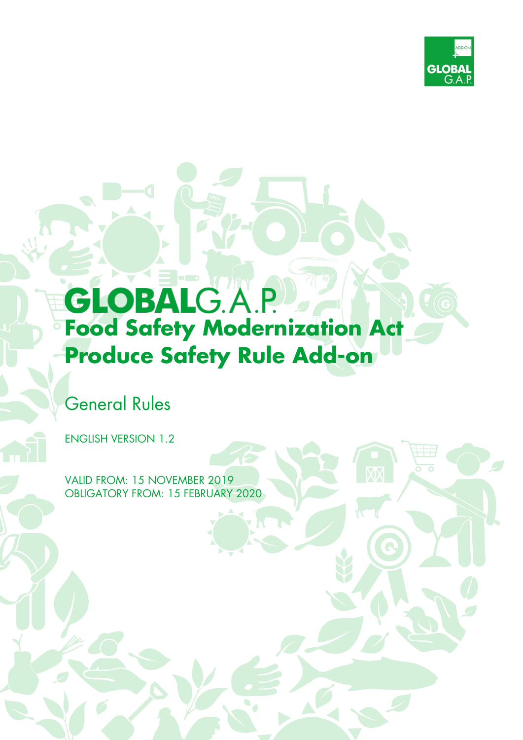# GLOBALG.A.P.

## Food Safety Modernization Act Produce Safety Rule Add-on

General Rules

ENGLISH VERSION 1.2

VALID FROM: 15 NOVEMBER 2019
OBLIGATORY FROM: 15 FEBRUARY 2020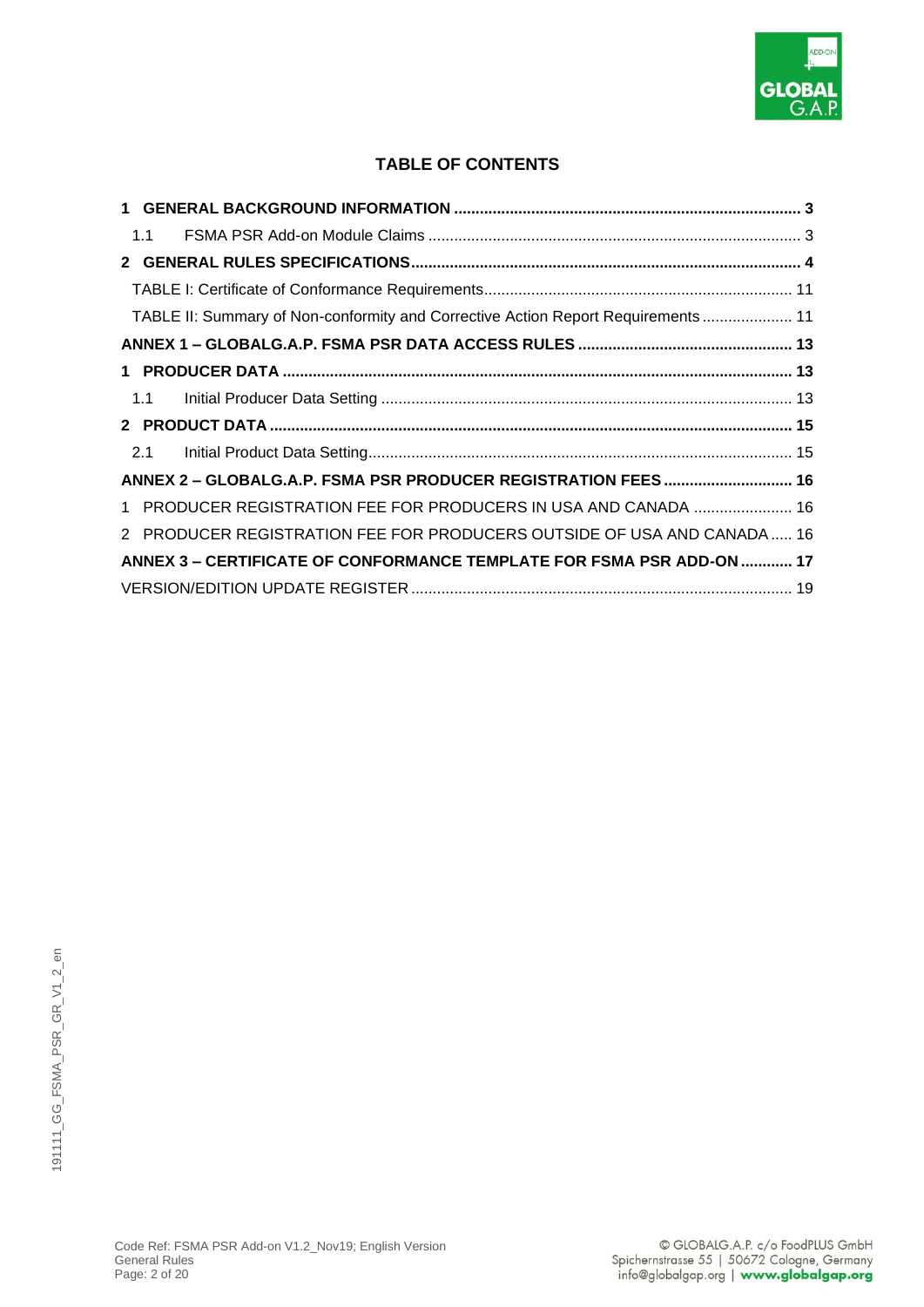**TABLE OF CONTENTS**

**1 GENERAL BACKGROUND INFORMATION ... 3**

1.1 FSMA PSR Add-on Module Claims ... 3

**2 GENERAL RULES SPECIFICATIONS ... 4**

TABLE I: Certificate of Conformance Requirements ... 11

TABLE II: Summary of Non-conformity and Corrective Action Report Requirements ... 11

**ANNEX 1 – GLOBALG.A.P. FSMA PSR DATA ACCESS RULES ... 13**

**1 PRODUCER DATA ... 13**

1.1 Initial Producer Data Setting ... 13

**2 PRODUCT DATA ... 15**

2.1 Initial Product Data Setting ... 15

**ANNEX 2 – GLOBALG.A.P. FSMA PSR PRODUCER REGISTRATION FEES ... 16**

1 PRODUCER REGISTRATION FEE FOR PRODUCERS IN USA AND CANADA ... 16

2 PRODUCER REGISTRATION FEE FOR PRODUCERS OUTSIDE OF USA AND CANADA ... 16

**ANNEX 3 – CERTIFICATE OF CONFORMANCE TEMPLATE FOR FSMA PSR ADD-ON ... 17**

VERSION/EDITION UPDATE REGISTER ... 19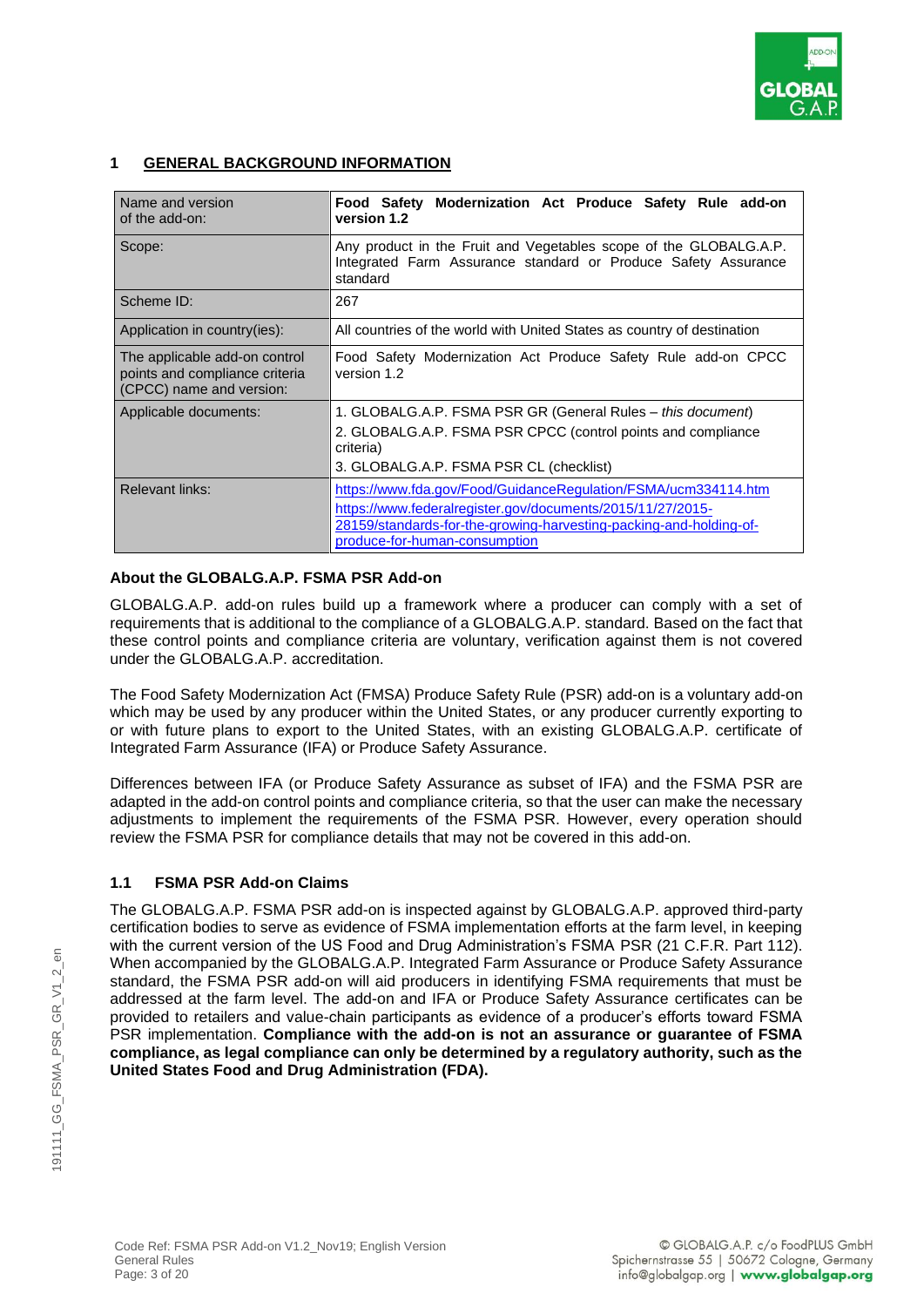## 1 GENERAL BACKGROUND INFORMATION

| Name and version of the add-on: | **Food Safety Modernization Act Produce Safety Rule add-on version 1.2** |
|---|---|
| Scope: | Any product in the Fruit and Vegetables scope of the GLOBALG.A.P. Integrated Farm Assurance standard or Produce Safety Assurance standard |
| Scheme ID: | 267 |
| Application in country(ies): | All countries of the world with United States as country of destination |
| The applicable add-on control points and compliance criteria (CPCC) name and version: | Food Safety Modernization Act Produce Safety Rule add-on CPCC version 1.2 |
| Applicable documents: | 1. GLOBALG.A.P. FSMA PSR GR (General Rules – *this document*)<br>2. GLOBALG.A.P. FSMA PSR CPCC (control points and compliance criteria)<br>3. GLOBALG.A.P. FSMA PSR CL (checklist) |
| Relevant links: | https://www.fda.gov/Food/GuidanceRegulation/FSMA/ucm334114.htm<br>https://www.federalregister.gov/documents/2015/11/27/2015-28159/standards-for-the-growing-harvesting-packing-and-holding-of-produce-for-human-consumption |

**About the GLOBALG.A.P. FSMA PSR Add-on**

GLOBALG.A.P. add-on rules build up a framework where a producer can comply with a set of requirements that is additional to the compliance of a GLOBALG.A.P. standard. Based on the fact that these control points and compliance criteria are voluntary, verification against them is not covered under the GLOBALG.A.P. accreditation.

The Food Safety Modernization Act (FMSA) Produce Safety Rule (PSR) add-on is a voluntary add-on which may be used by any producer within the United States, or any producer currently exporting to or with future plans to export to the United States, with an existing GLOBALG.A.P. certificate of Integrated Farm Assurance (IFA) or Produce Safety Assurance.

Differences between IFA (or Produce Safety Assurance as subset of IFA) and the FSMA PSR are adapted in the add-on control points and compliance criteria, so that the user can make the necessary adjustments to implement the requirements of the FSMA PSR. However, every operation should review the FSMA PSR for compliance details that may not be covered in this add-on.

### 1.1 FSMA PSR Add-on Claims

The GLOBALG.A.P. FSMA PSR add-on is inspected against by GLOBALG.A.P. approved third-party certification bodies to serve as evidence of FSMA implementation efforts at the farm level, in keeping with the current version of the US Food and Drug Administration's FSMA PSR (21 C.F.R. Part 112). When accompanied by the GLOBALG.A.P. Integrated Farm Assurance or Produce Safety Assurance standard, the FSMA PSR add-on will aid producers in identifying FSMA requirements that must be addressed at the farm level. The add-on and IFA or Produce Safety Assurance certificates can be provided to retailers and value-chain participants as evidence of a producer's efforts toward FSMA PSR implementation. **Compliance with the add-on is not an assurance or guarantee of FSMA compliance, as legal compliance can only be determined by a regulatory authority, such as the United States Food and Drug Administration (FDA).**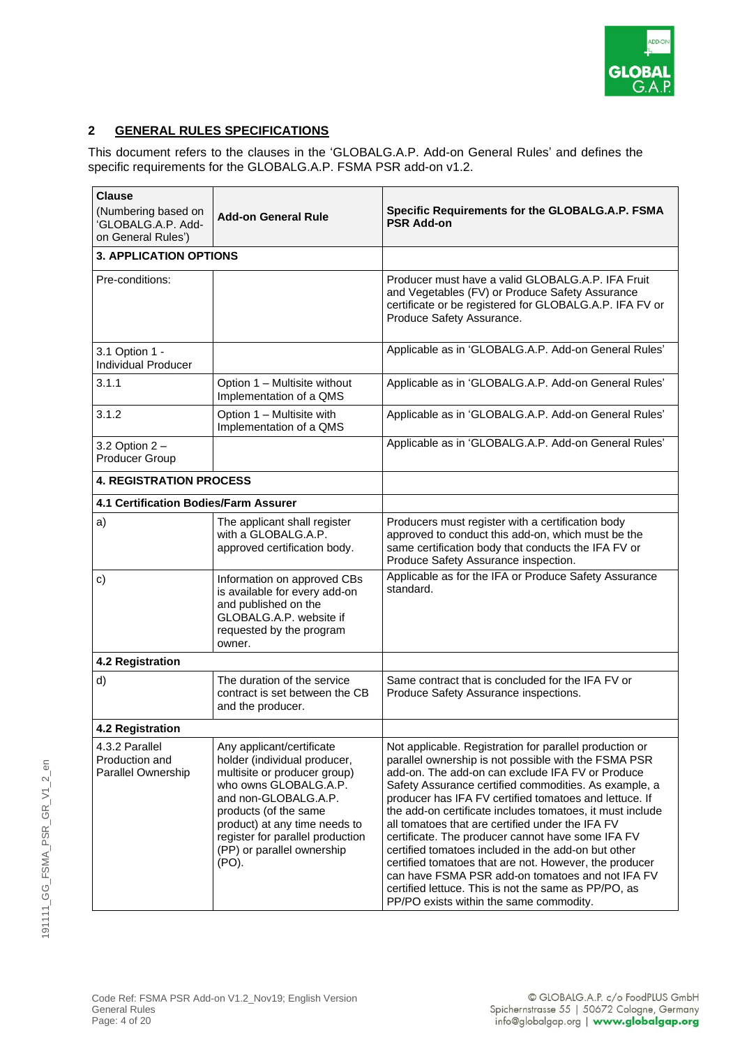## 2 GENERAL RULES SPECIFICATIONS

This document refers to the clauses in the 'GLOBALG.A.P. Add-on General Rules' and defines the specific requirements for the GLOBALG.A.P. FSMA PSR add-on v1.2.

| **Clause** (Numbering based on 'GLOBALG.A.P. Add-on General Rules') | **Add-on General Rule** | **Specific Requirements for the GLOBALG.A.P. FSMA PSR Add-on** |
|---|---|---|
| **3. APPLICATION OPTIONS** | | |
| Pre-conditions: | | Producer must have a valid GLOBALG.A.P. IFA Fruit and Vegetables (FV) or Produce Safety Assurance certificate or be registered for GLOBALG.A.P. IFA FV or Produce Safety Assurance. |
| 3.1 Option 1 - Individual Producer | | Applicable as in 'GLOBALG.A.P. Add-on General Rules' |
| 3.1.1 | Option 1 – Multisite without Implementation of a QMS | Applicable as in 'GLOBALG.A.P. Add-on General Rules' |
| 3.1.2 | Option 1 – Multisite with Implementation of a QMS | Applicable as in 'GLOBALG.A.P. Add-on General Rules' |
| 3.2 Option 2 – Producer Group | | Applicable as in 'GLOBALG.A.P. Add-on General Rules' |
| **4. REGISTRATION PROCESS** | | |
| **4.1 Certification Bodies/Farm Assurer** | | |
| a) | The applicant shall register with a GLOBALG.A.P. approved certification body. | Producers must register with a certification body approved to conduct this add-on, which must be the same certification body that conducts the IFA FV or Produce Safety Assurance inspection. |
| c) | Information on approved CBs is available for every add-on and published on the GLOBALG.A.P. website if requested by the program owner. | Applicable as for the IFA or Produce Safety Assurance standard. |
| **4.2 Registration** | | |
| d) | The duration of the service contract is set between the CB and the producer. | Same contract that is concluded for the IFA FV or Produce Safety Assurance inspections. |
| **4.2 Registration** | | |
| 4.3.2 Parallel Production and Parallel Ownership | Any applicant/certificate holder (individual producer, multisite or producer group) who owns GLOBALG.A.P. and non-GLOBALG.A.P. products (of the same product) at any time needs to register for parallel production (PP) or parallel ownership (PO). | Not applicable. Registration for parallel production or parallel ownership is not possible with the FSMA PSR add-on. The add-on can exclude IFA FV or Produce Safety Assurance certified commodities. As example, a producer has IFA FV certified tomatoes and lettuce. If the add-on certificate includes tomatoes, it must include all tomatoes that are certified under the IFA FV certificate. The producer cannot have some IFA FV certified tomatoes included in the add-on but other certified tomatoes that are not. However, the producer can have FSMA PSR add-on tomatoes and not IFA FV certified lettuce. This is not the same as PP/PO, as PP/PO exists within the same commodity. |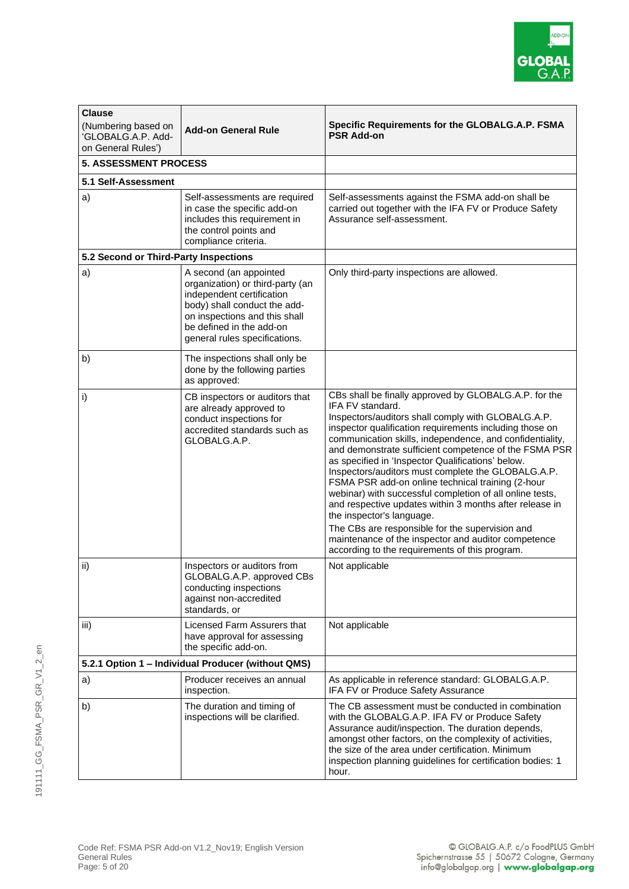| Clause (Numbering based on 'GLOBALG.A.P. Add-on General Rules') | Add-on General Rule | Specific Requirements for the GLOBALG.A.P. FSMA PSR Add-on |
|---|---|---|
| **5. ASSESSMENT PROCESS** | | |
| **5.1 Self-Assessment** | | |
| a) | Self-assessments are required in case the specific add-on includes this requirement in the control points and compliance criteria. | Self-assessments against the FSMA add-on shall be carried out together with the IFA FV or Produce Safety Assurance self-assessment. |
| **5.2 Second or Third-Party Inspections** | | |
| a) | A second (an appointed organization) or third-party (an independent certification body) shall conduct the add-on inspections and this shall be defined in the add-on general rules specifications. | Only third-party inspections are allowed. |
| b) | The inspections shall only be done by the following parties as approved: | |
| i) | CB inspectors or auditors that are already approved to conduct inspections for accredited standards such as GLOBALG.A.P. | CBs shall be finally approved by GLOBALG.A.P. for the IFA FV standard.<br>Inspectors/auditors shall comply with GLOBALG.A.P. inspector qualification requirements including those on communication skills, independence, and confidentiality, and demonstrate sufficient competence of the FSMA PSR as specified in 'Inspector Qualifications' below.<br>Inspectors/auditors must complete the GLOBALG.A.P. FSMA PSR add-on online technical training (2-hour webinar) with successful completion of all online tests, and respective updates within 3 months after release in the inspector's language.<br>The CBs are responsible for the supervision and maintenance of the inspector and auditor competence according to the requirements of this program. |
| ii) | Inspectors or auditors from GLOBALG.A.P. approved CBs conducting inspections against non-accredited standards, or | Not applicable |
| iii) | Licensed Farm Assurers that have approval for assessing the specific add-on. | Not applicable |
| **5.2.1 Option 1 – Individual Producer (without QMS)** | | |
| a) | Producer receives an annual inspection. | As applicable in reference standard: GLOBALG.A.P. IFA FV or Produce Safety Assurance |
| b) | The duration and timing of inspections will be clarified. | The CB assessment must be conducted in combination with the GLOBALG.A.P. IFA FV or Produce Safety Assurance audit/inspection. The duration depends, amongst other factors, on the complexity of activities, the size of the area under certification. Minimum inspection planning guidelines for certification bodies: 1 hour. |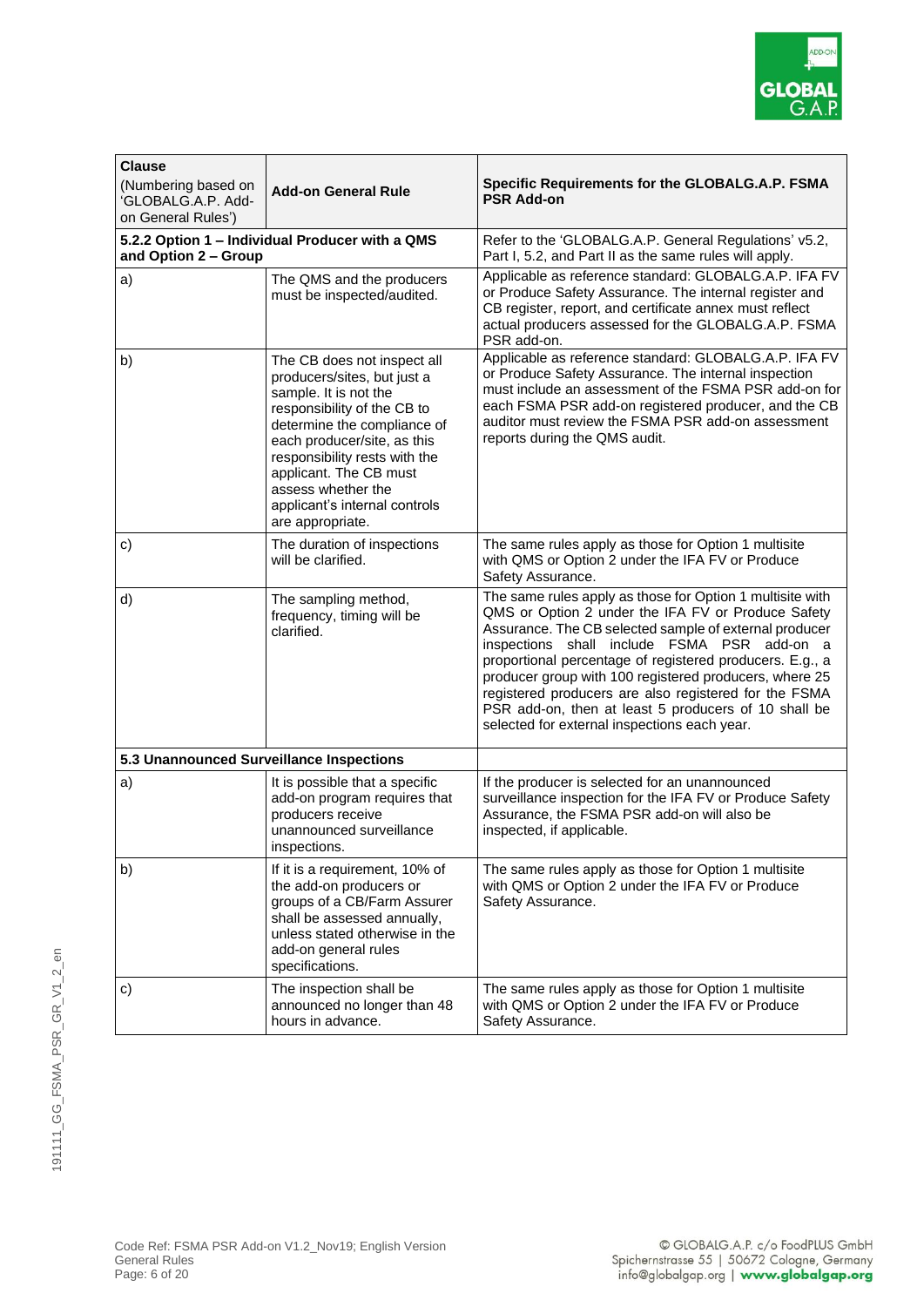| Clause (Numbering based on 'GLOBALG.A.P. Add-on General Rules') | Add-on General Rule | Specific Requirements for the GLOBALG.A.P. FSMA PSR Add-on |
|---|---|---|
| **5.2.2 Option 1 – Individual Producer with a QMS and Option 2 – Group** | | Refer to the 'GLOBALG.A.P. General Regulations' v5.2, Part I, 5.2, and Part II as the same rules will apply. |
| a) | The QMS and the producers must be inspected/audited. | Applicable as reference standard: GLOBALG.A.P. IFA FV or Produce Safety Assurance. The internal register and CB register, report, and certificate annex must reflect actual producers assessed for the GLOBALG.A.P. FSMA PSR add-on. |
| b) | The CB does not inspect all producers/sites, but just a sample. It is not the responsibility of the CB to determine the compliance of each producer/site, as this responsibility rests with the applicant. The CB must assess whether the applicant's internal controls are appropriate. | Applicable as reference standard: GLOBALG.A.P. IFA FV or Produce Safety Assurance. The internal inspection must include an assessment of the FSMA PSR add-on for each FSMA PSR add-on registered producer, and the CB auditor must review the FSMA PSR add-on assessment reports during the QMS audit. |
| c) | The duration of inspections will be clarified. | The same rules apply as those for Option 1 multisite with QMS or Option 2 under the IFA FV or Produce Safety Assurance. |
| d) | The sampling method, frequency, timing will be clarified. | The same rules apply as those for Option 1 multisite with QMS or Option 2 under the IFA FV or Produce Safety Assurance. The CB selected sample of external producer inspections shall include FSMA PSR add-on a proportional percentage of registered producers. E.g., a producer group with 100 registered producers, where 25 registered producers are also registered for the FSMA PSR add-on, then at least 5 producers of 10 shall be selected for external inspections each year. |
| **5.3 Unannounced Surveillance Inspections** | | |
| a) | It is possible that a specific add-on program requires that producers receive unannounced surveillance inspections. | If the producer is selected for an unannounced surveillance inspection for the IFA FV or Produce Safety Assurance, the FSMA PSR add-on will also be inspected, if applicable. |
| b) | If it is a requirement, 10% of the add-on producers or groups of a CB/Farm Assurer shall be assessed annually, unless stated otherwise in the add-on general rules specifications. | The same rules apply as those for Option 1 multisite with QMS or Option 2 under the IFA FV or Produce Safety Assurance. |
| c) | The inspection shall be announced no longer than 48 hours in advance. | The same rules apply as those for Option 1 multisite with QMS or Option 2 under the IFA FV or Produce Safety Assurance. |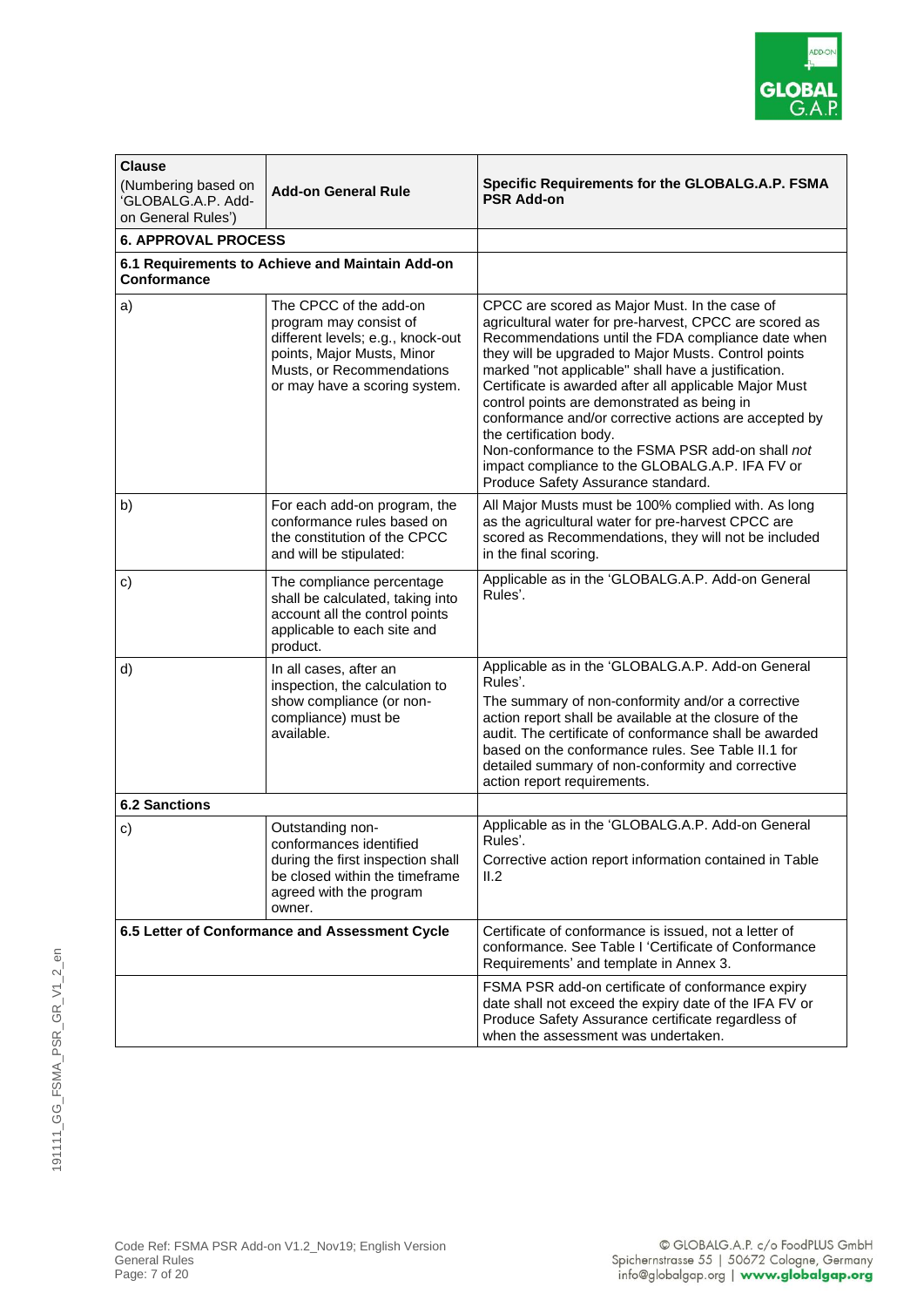| Clause (Numbering based on 'GLOBALG.A.P. Add-on General Rules') | Add-on General Rule | Specific Requirements for the GLOBALG.A.P. FSMA PSR Add-on |
|---|---|---|
| **6. APPROVAL PROCESS** | | |
| **6.1 Requirements to Achieve and Maintain Add-on Conformance** | | |
| a) | The CPCC of the add-on program may consist of different levels; e.g., knock-out points, Major Musts, Minor Musts, or Recommendations or may have a scoring system. | CPCC are scored as Major Must. In the case of agricultural water for pre-harvest, CPCC are scored as Recommendations until the FDA compliance date when they will be upgraded to Major Musts. Control points marked "not applicable" shall have a justification. Certificate is awarded after all applicable Major Must control points are demonstrated as being in conformance and/or corrective actions are accepted by the certification body. Non-conformance to the FSMA PSR add-on shall *not* impact compliance to the GLOBALG.A.P. IFA FV or Produce Safety Assurance standard. |
| b) | For each add-on program, the conformance rules based on the constitution of the CPCC and will be stipulated: | All Major Musts must be 100% complied with. As long as the agricultural water for pre-harvest CPCC are scored as Recommendations, they will not be included in the final scoring. |
| c) | The compliance percentage shall be calculated, taking into account all the control points applicable to each site and product. | Applicable as in the 'GLOBALG.A.P. Add-on General Rules'. |
| d) | In all cases, after an inspection, the calculation to show compliance (or non-compliance) must be available. | Applicable as in the 'GLOBALG.A.P. Add-on General Rules'.<br>The summary of non-conformity and/or a corrective action report shall be available at the closure of the audit. The certificate of conformance shall be awarded based on the conformance rules. See Table II.1 for detailed summary of non-conformity and corrective action report requirements. |
| **6.2 Sanctions** | | |
| c) | Outstanding non-conformances identified during the first inspection shall be closed within the timeframe agreed with the program owner. | Applicable as in the 'GLOBALG.A.P. Add-on General Rules'.<br>Corrective action report information contained in Table II.2 |
| **6.5 Letter of Conformance and Assessment Cycle** | | Certificate of conformance is issued, not a letter of conformance. See Table I 'Certificate of Conformance Requirements' and template in Annex 3. |
| | | FSMA PSR add-on certificate of conformance expiry date shall not exceed the expiry date of the IFA FV or Produce Safety Assurance certificate regardless of when the assessment was undertaken. |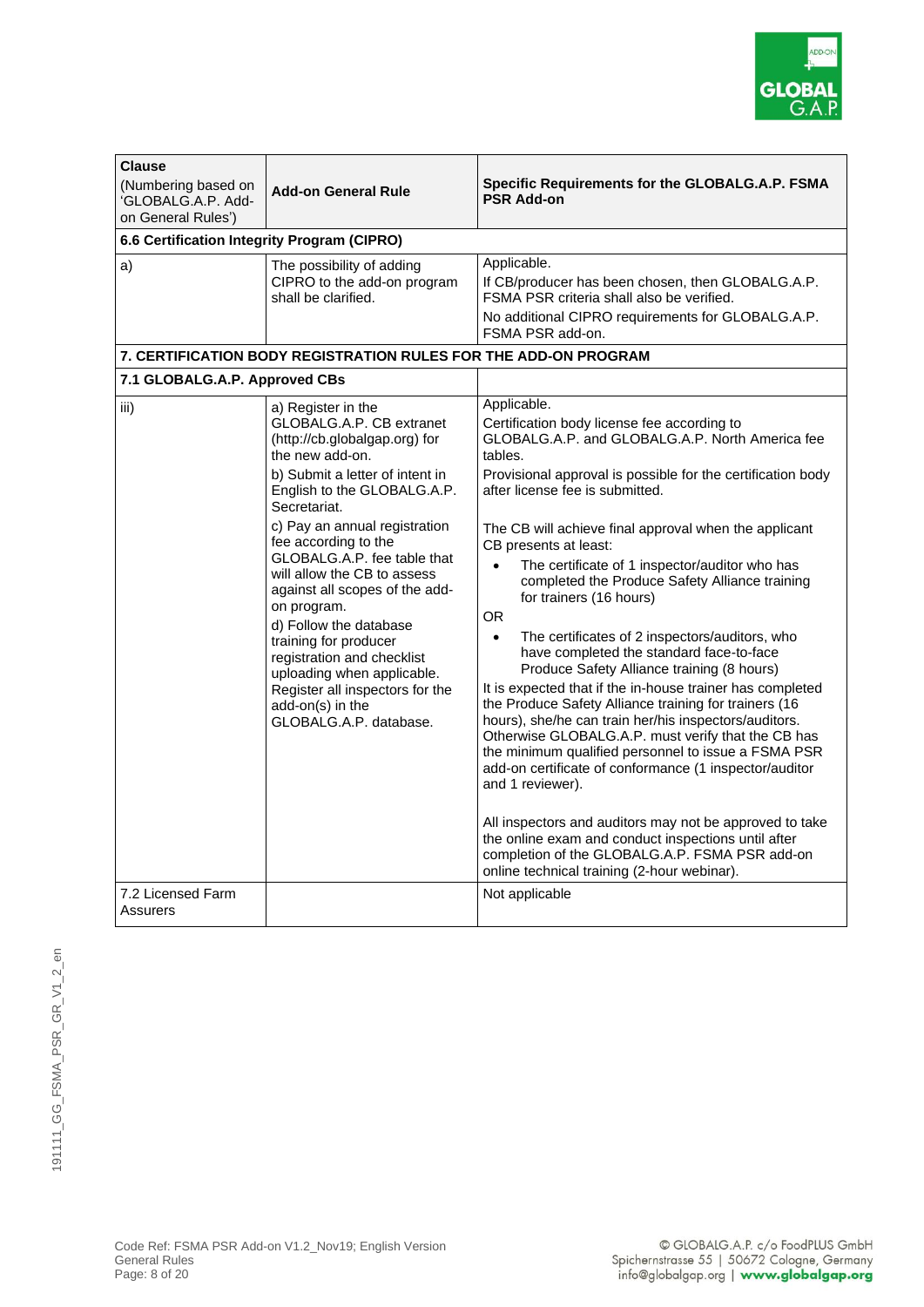| **Clause** (Numbering based on 'GLOBALG.A.P. Add-on General Rules') | **Add-on General Rule** | **Specific Requirements for the GLOBALG.A.P. FSMA PSR Add-on** |
|---|---|---|
| **6.6 Certification Integrity Program (CIPRO)** | | |
| a) | The possibility of adding CIPRO to the add-on program shall be clarified. | Applicable.<br>If CB/producer has been chosen, then GLOBALG.A.P. FSMA PSR criteria shall also be verified.<br>No additional CIPRO requirements for GLOBALG.A.P. FSMA PSR add-on. |
| **7. CERTIFICATION BODY REGISTRATION RULES FOR THE ADD-ON PROGRAM** | | |
| **7.1 GLOBALG.A.P. Approved CBs** | | |
| iii) | a) Register in the GLOBALG.A.P. CB extranet (http://cb.globalgap.org) for the new add-on.<br>b) Submit a letter of intent in English to the GLOBALG.A.P. Secretariat.<br>c) Pay an annual registration fee according to the GLOBALG.A.P. fee table that will allow the CB to assess against all scopes of the add-on program.<br>d) Follow the database training for producer registration and checklist uploading when applicable. Register all inspectors for the add-on(s) in the GLOBALG.A.P. database. | Applicable.<br>Certification body license fee according to GLOBALG.A.P. and GLOBALG.A.P. North America fee tables.<br>Provisional approval is possible for the certification body after license fee is submitted.<br>The CB will achieve final approval when the applicant CB presents at least:<br>• The certificate of 1 inspector/auditor who has completed the Produce Safety Alliance training for trainers (16 hours)<br>OR<br>• The certificates of 2 inspectors/auditors, who have completed the standard face-to-face Produce Safety Alliance training (8 hours)<br>It is expected that if the in-house trainer has completed the Produce Safety Alliance training for trainers (16 hours), she/he can train her/his inspectors/auditors. Otherwise GLOBALG.A.P. must verify that the CB has the minimum qualified personnel to issue a FSMA PSR add-on certificate of conformance (1 inspector/auditor and 1 reviewer).<br>All inspectors and auditors may not be approved to take the online exam and conduct inspections until after completion of the GLOBALG.A.P. FSMA PSR add-on online technical training (2-hour webinar). |
| 7.2 Licensed Farm Assurers | | Not applicable |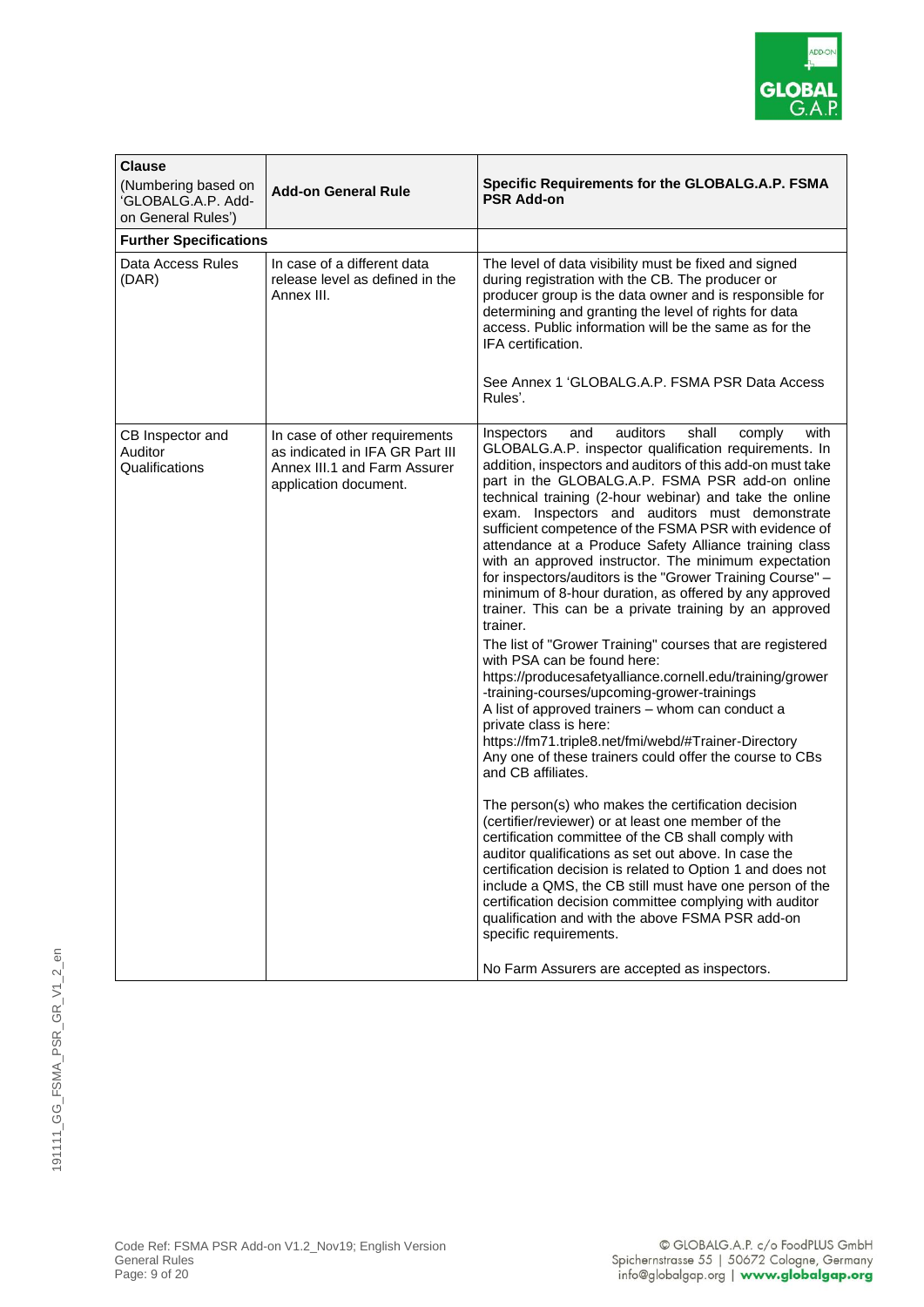| **Clause** (Numbering based on 'GLOBALG.A.P. Add-on General Rules') | **Add-on General Rule** | **Specific Requirements for the GLOBALG.A.P. FSMA PSR Add-on** |
|---|---|---|
| **Further Specifications** | | |
| Data Access Rules (DAR) | In case of a different data release level as defined in the Annex III. | The level of data visibility must be fixed and signed during registration with the CB. The producer or producer group is the data owner and is responsible for determining and granting the level of rights for data access. Public information will be the same as for the IFA certification.<br><br>See Annex 1 'GLOBALG.A.P. FSMA PSR Data Access Rules'. |
| CB Inspector and Auditor Qualifications | In case of other requirements as indicated in IFA GR Part III Annex III.1 and Farm Assurer application document. | Inspectors and auditors shall comply with GLOBALG.A.P. inspector qualification requirements. In addition, inspectors and auditors of this add-on must take part in the GLOBALG.A.P. FSMA PSR add-on online technical training (2-hour webinar) and take the online exam. Inspectors and auditors must demonstrate sufficient competence of the FSMA PSR with evidence of attendance at a Produce Safety Alliance training class with an approved instructor. The minimum expectation for inspectors/auditors is the "Grower Training Course" – minimum of 8-hour duration, as offered by any approved trainer. This can be a private training by an approved trainer.<br>The list of "Grower Training" courses that are registered with PSA can be found here: https://producesafetyalliance.cornell.edu/training/grower-training-courses/upcoming-grower-trainings<br>A list of approved trainers – whom can conduct a private class is here: https://fm71.triple8.net/fmi/webd/#Trainer-Directory<br>Any one of these trainers could offer the course to CBs and CB affiliates.<br><br>The person(s) who makes the certification decision (certifier/reviewer) or at least one member of the certification committee of the CB shall comply with auditor qualifications as set out above. In case the certification decision is related to Option 1 and does not include a QMS, the CB still must have one person of the certification decision committee complying with auditor qualification and with the above FSMA PSR add-on specific requirements.<br><br>No Farm Assurers are accepted as inspectors. |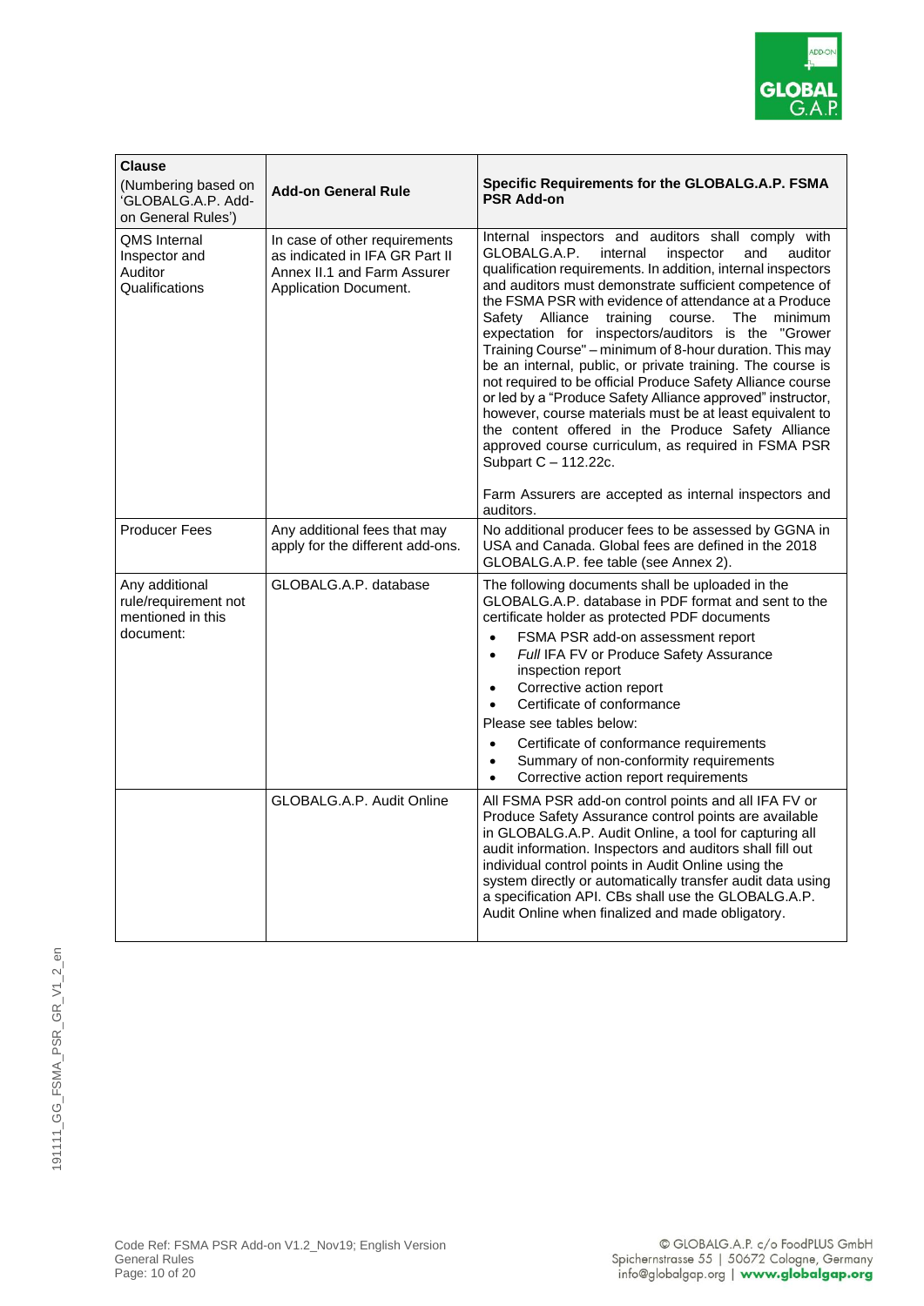| Clause (Numbering based on 'GLOBALG.A.P. Add-on General Rules') | Add-on General Rule | Specific Requirements for the GLOBALG.A.P. FSMA PSR Add-on |
|---|---|---|
| QMS Internal Inspector and Auditor Qualifications | In case of other requirements as indicated in IFA GR Part II Annex II.1 and Farm Assurer Application Document. | Internal inspectors and auditors shall comply with GLOBALG.A.P. internal inspector and auditor qualification requirements. In addition, internal inspectors and auditors must demonstrate sufficient competence of the FSMA PSR with evidence of attendance at a Produce Safety Alliance training course. The minimum expectation for inspectors/auditors is the "Grower Training Course" – minimum of 8-hour duration. This may be an internal, public, or private training. The course is not required to be official Produce Safety Alliance course or led by a "Produce Safety Alliance approved" instructor, however, course materials must be at least equivalent to the content offered in the Produce Safety Alliance approved course curriculum, as required in FSMA PSR Subpart C – 112.22c.<br><br>Farm Assurers are accepted as internal inspectors and auditors. |
| Producer Fees | Any additional fees that may apply for the different add-ons. | No additional producer fees to be assessed by GGNA in USA and Canada. Global fees are defined in the 2018 GLOBALG.A.P. fee table (see Annex 2). |
| Any additional rule/requirement not mentioned in this document: | GLOBALG.A.P. database | The following documents shall be uploaded in the GLOBALG.A.P. database in PDF format and sent to the certificate holder as protected PDF documents<br>• FSMA PSR add-on assessment report<br>• *Full* IFA FV or Produce Safety Assurance inspection report<br>• Corrective action report<br>• Certificate of conformance<br>Please see tables below:<br>• Certificate of conformance requirements<br>• Summary of non-conformity requirements<br>• Corrective action report requirements |
| | GLOBALG.A.P. Audit Online | All FSMA PSR add-on control points and all IFA FV or Produce Safety Assurance control points are available in GLOBALG.A.P. Audit Online, a tool for capturing all audit information. Inspectors and auditors shall fill out individual control points in Audit Online using the system directly or automatically transfer audit data using a specification API. CBs shall use the GLOBALG.A.P. Audit Online when finalized and made obligatory. |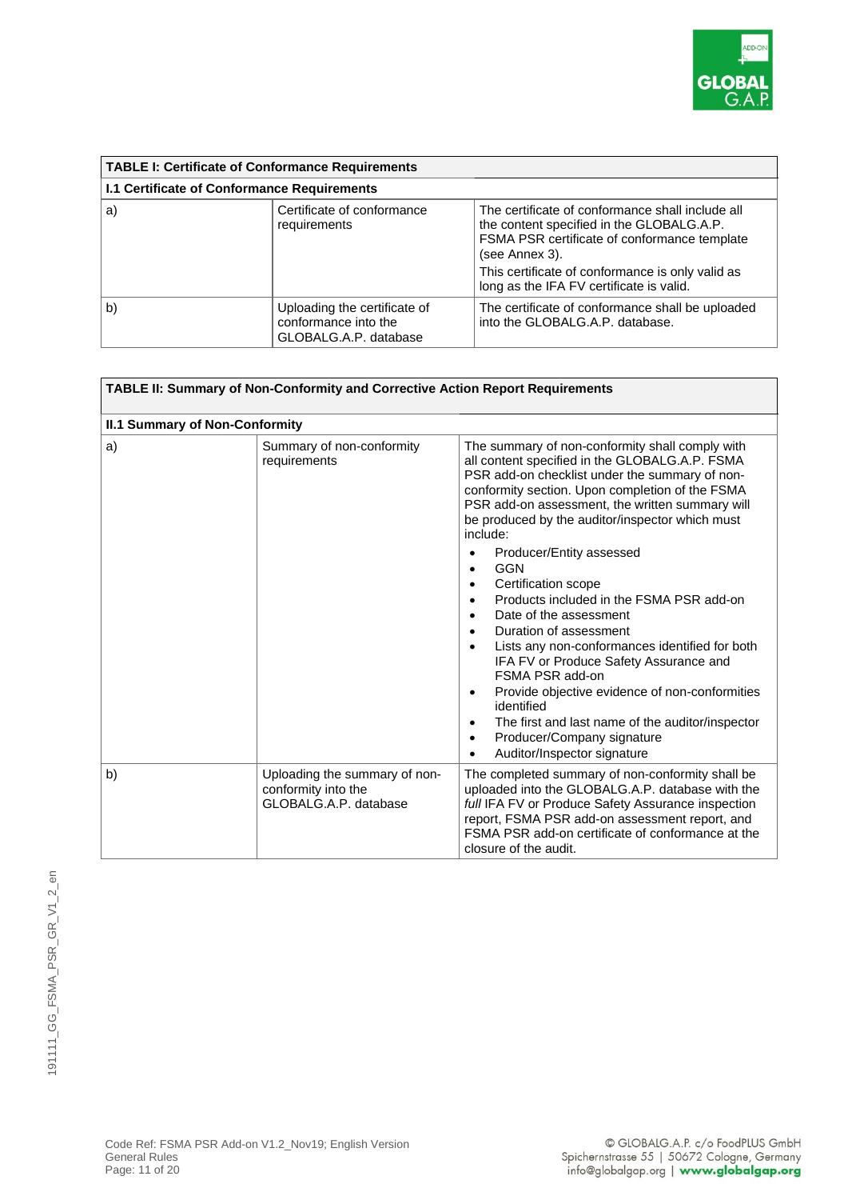| TABLE I: Certificate of Conformance Requirements | | |
|---|---|---|
| **I.1 Certificate of Conformance Requirements** | | |
| a) | Certificate of conformance requirements | The certificate of conformance shall include all the content specified in the GLOBALG.A.P. FSMA PSR certificate of conformance template (see Annex 3).<br>This certificate of conformance is only valid as long as the IFA FV certificate is valid. |
| b) | Uploading the certificate of conformance into the GLOBALG.A.P. database | The certificate of conformance shall be uploaded into the GLOBALG.A.P. database. |

| TABLE II: Summary of Non-Conformity and Corrective Action Report Requirements | | |
|---|---|---|
| **II.1 Summary of Non-Conformity** | | |
| a) | Summary of non-conformity requirements | The summary of non-conformity shall comply with all content specified in the GLOBALG.A.P. FSMA PSR add-on checklist under the summary of non-conformity section. Upon completion of the FSMA PSR add-on assessment, the written summary will be produced by the auditor/inspector which must include:<br>• Producer/Entity assessed<br>• GGN<br>• Certification scope<br>• Products included in the FSMA PSR add-on<br>• Date of the assessment<br>• Duration of assessment<br>• Lists any non-conformances identified for both IFA FV or Produce Safety Assurance and FSMA PSR add-on<br>• Provide objective evidence of non-conformities identified<br>• The first and last name of the auditor/inspector<br>• Producer/Company signature<br>• Auditor/Inspector signature |
| b) | Uploading the summary of non-conformity into the GLOBALG.A.P. database | The completed summary of non-conformity shall be uploaded into the GLOBALG.A.P. database with the *full* IFA FV or Produce Safety Assurance inspection report, FSMA PSR add-on assessment report, and FSMA PSR add-on certificate of conformance at the closure of the audit. |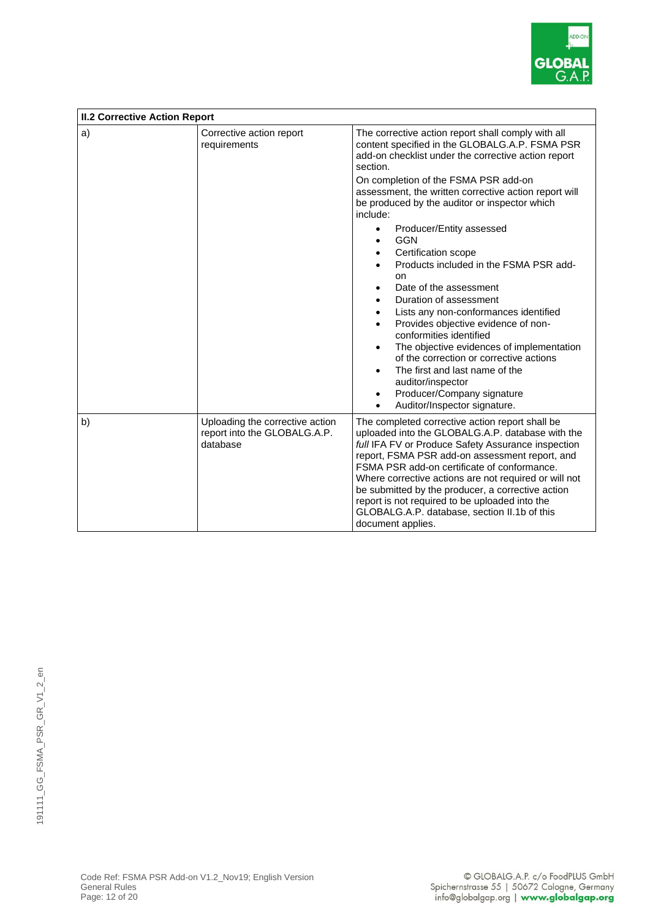| II.2 Corrective Action Report | | |
|---|---|---|
| a) | Corrective action report requirements | The corrective action report shall comply with all content specified in the GLOBALG.A.P. FSMA PSR add-on checklist under the corrective action report section.<br><br>On completion of the FSMA PSR add-on assessment, the written corrective action report will be produced by the auditor or inspector which include:<br><br>• Producer/Entity assessed<br>• GGN<br>• Certification scope<br>• Products included in the FSMA PSR add-on<br>• Date of the assessment<br>• Duration of assessment<br>• Lists any non-conformances identified<br>• Provides objective evidence of non-conformities identified<br>• The objective evidences of implementation of the correction or corrective actions<br>• The first and last name of the auditor/inspector<br>• Producer/Company signature<br>• Auditor/Inspector signature. |
| b) | Uploading the corrective action report into the GLOBALG.A.P. database | The completed corrective action report shall be uploaded into the GLOBALG.A.P. database with the *full* IFA FV or Produce Safety Assurance inspection report, FSMA PSR add-on assessment report, and FSMA PSR add-on certificate of conformance. Where corrective actions are not required or will not be submitted by the producer, a corrective action report is not required to be uploaded into the GLOBALG.A.P. database, section II.1b of this document applies. |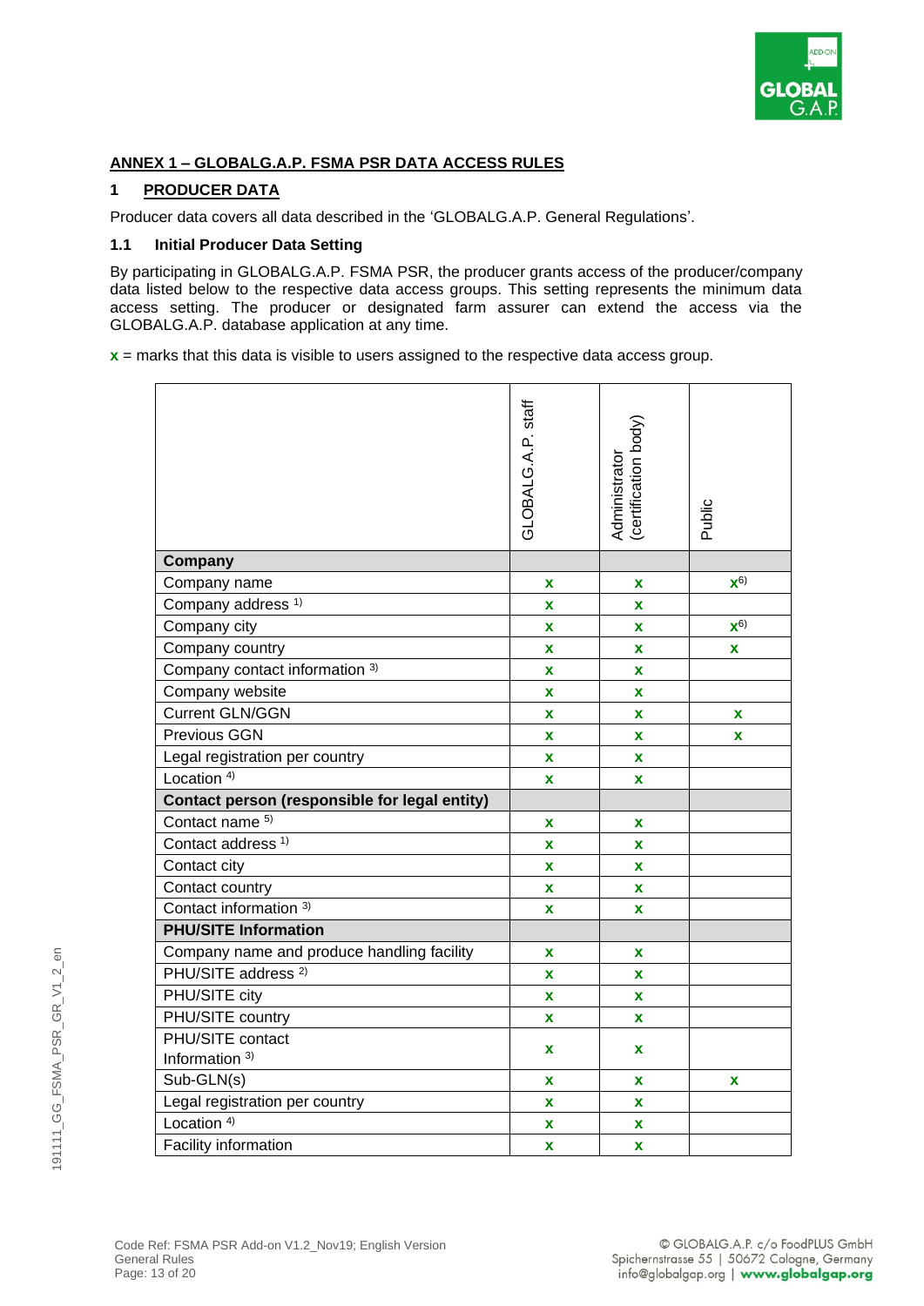## ANNEX 1 – GLOBALG.A.P. FSMA PSR DATA ACCESS RULES

### 1 PRODUCER DATA

Producer data covers all data described in the 'GLOBALG.A.P. General Regulations'.

#### 1.1 Initial Producer Data Setting

By participating in GLOBALG.A.P. FSMA PSR, the producer grants access of the producer/company data listed below to the respective data access groups. This setting represents the minimum data access setting. The producer or designated farm assurer can extend the access via the GLOBALG.A.P. database application at any time.

**x** = marks that this data is visible to users assigned to the respective data access group.

| | GLOBALG.A.P. staff | Administrator (certification body) | Public |
|---|---|---|---|
| **Company** | | | |
| Company name | x | x | x [6)] |
| Company address [1)] | x | x | |
| Company city | x | x | x [6)] |
| Company country | x | x | x |
| Company contact information [3)] | x | x | |
| Company website | x | x | |
| Current GLN/GGN | x | x | x |
| Previous GGN | x | x | x |
| Legal registration per country | x | x | |
| Location [4)] | x | x | |
| **Contact person (responsible for legal entity)** | | | |
| Contact name [5)] | x | x | |
| Contact address [1)] | x | x | |
| Contact city | x | x | |
| Contact country | x | x | |
| Contact information [3)] | x | x | |
| **PHU/SITE Information** | | | |
| Company name and produce handling facility | x | x | |
| PHU/SITE address [2)] | x | x | |
| PHU/SITE city | x | x | |
| PHU/SITE country | x | x | |
| PHU/SITE contact Information [3)] | x | x | |
| Sub-GLN(s) | x | x | x |
| Legal registration per country | x | x | |
| Location [4)] | x | x | |
| Facility information | x | x | |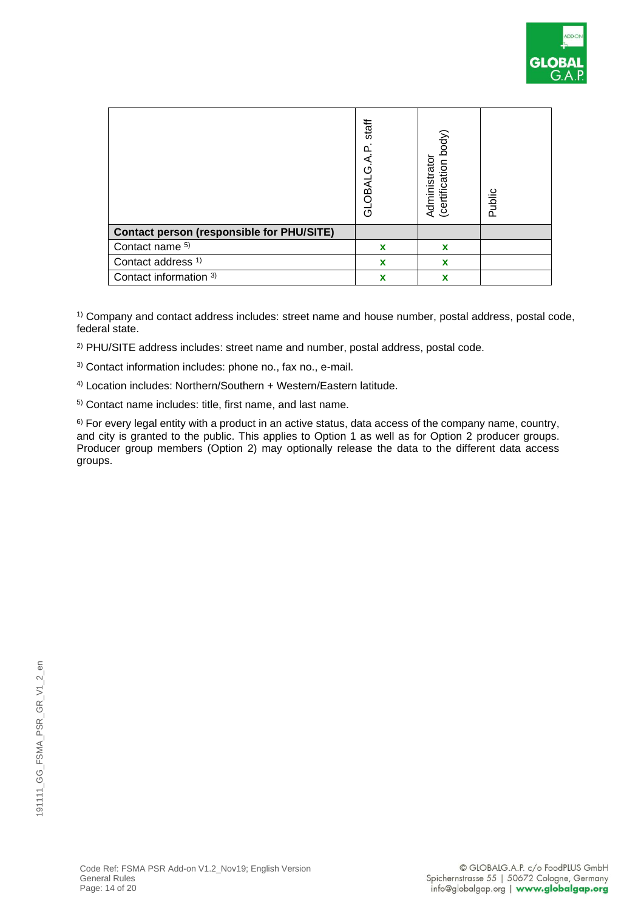| | GLOBALG.A.P. staff | Administrator (certification body) | Public |
|---|---|---|---|
| **Contact person (responsible for PHU/SITE)** | | | |
| Contact name [5)] | x | x | |
| Contact address [1)] | x | x | |
| Contact information [3)] | x | x | |

[1)] Company and contact address includes: street name and house number, postal address, postal code, federal state.

[2)] PHU/SITE address includes: street name and number, postal address, postal code.

[3)] Contact information includes: phone no., fax no., e-mail.

[4)] Location includes: Northern/Southern + Western/Eastern latitude.

[5)] Contact name includes: title, first name, and last name.

[6)] For every legal entity with a product in an active status, data access of the company name, country, and city is granted to the public. This applies to Option 1 as well as for Option 2 producer groups. Producer group members (Option 2) may optionally release the data to the different data access groups.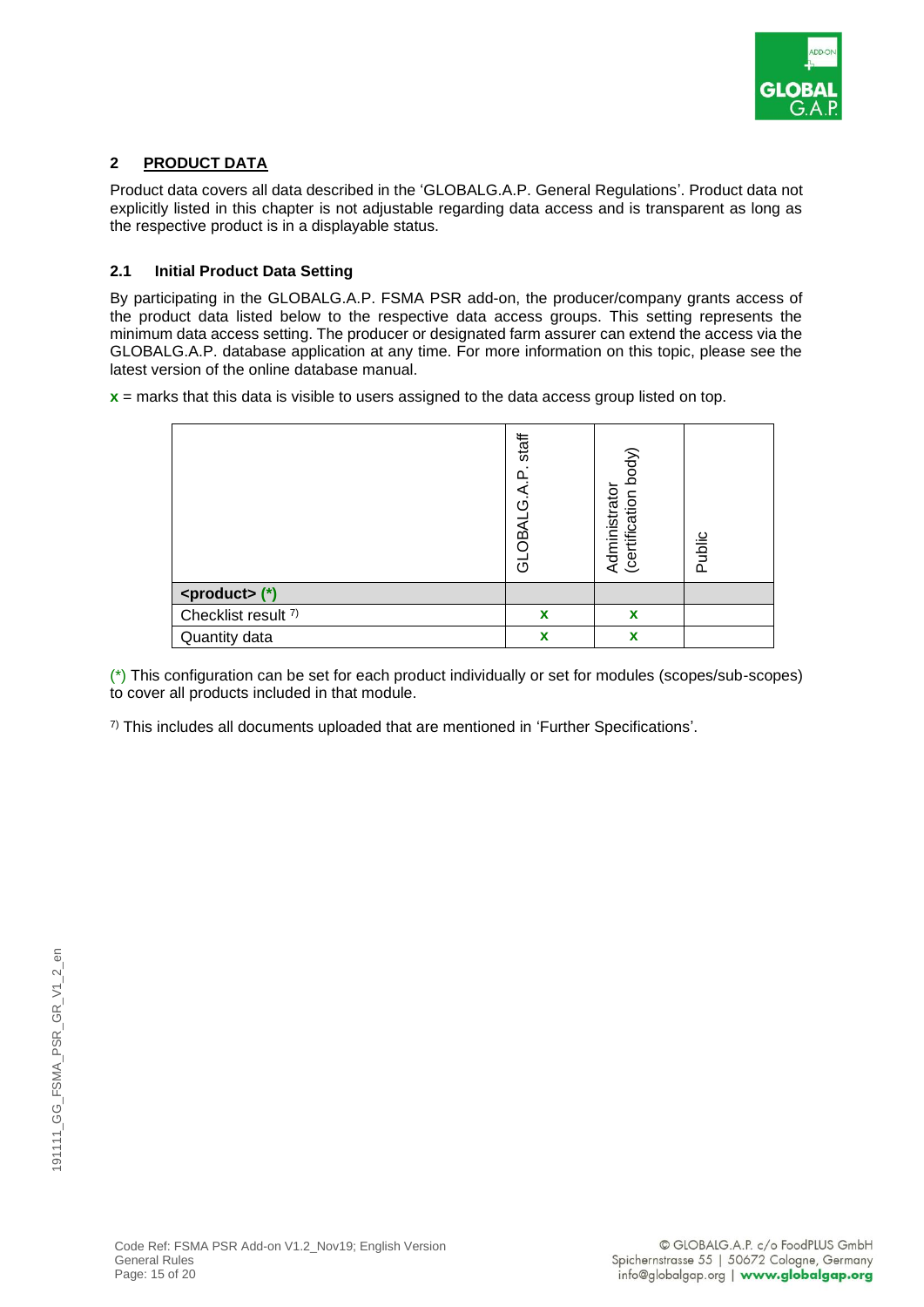## 2 PRODUCT DATA

Product data covers all data described in the 'GLOBALG.A.P. General Regulations'. Product data not explicitly listed in this chapter is not adjustable regarding data access and is transparent as long as the respective product is in a displayable status.

### 2.1 Initial Product Data Setting

By participating in the GLOBALG.A.P. FSMA PSR add-on, the producer/company grants access of the product data listed below to the respective data access groups. This setting represents the minimum data access setting. The producer or designated farm assurer can extend the access via the GLOBALG.A.P. database application at any time. For more information on this topic, please see the latest version of the online database manual.

**x** = marks that this data is visible to users assigned to the data access group listed on top.

| | GLOBALG.A.P. staff | Administrator (certification body) | Public |
|---|---|---|---|
| **<product> (*)** | | | |
| Checklist result [7] | **x** | **x** | |
| Quantity data | **x** | **x** | |

(*) This configuration can be set for each product individually or set for modules (scopes/sub-scopes) to cover all products included in that module.

[7] This includes all documents uploaded that are mentioned in 'Further Specifications'.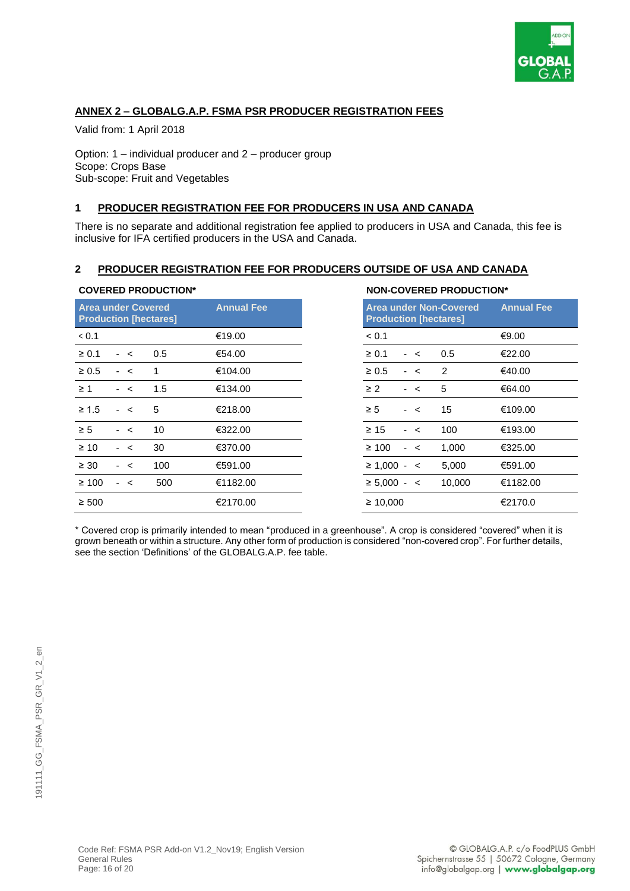## ANNEX 2 – GLOBALG.A.P. FSMA PSR PRODUCER REGISTRATION FEES

Valid from: 1 April 2018

Option: 1 – individual producer and 2 – producer group
Scope: Crops Base
Sub-scope: Fruit and Vegetables

### 1 PRODUCER REGISTRATION FEE FOR PRODUCERS IN USA AND CANADA

There is no separate and additional registration fee applied to producers in USA and Canada, this fee is inclusive for IFA certified producers in the USA and Canada.

### 2 PRODUCER REGISTRATION FEE FOR PRODUCERS OUTSIDE OF USA AND CANADA

**COVERED PRODUCTION***

| Area under Covered Production [hectares] | Annual Fee |
|---|---|
| < 0.1 | €19.00 |
| ≥ 0.1 - < 0.5 | €54.00 |
| ≥ 0.5 - < 1 | €104.00 |
| ≥ 1 - < 1.5 | €134.00 |
| ≥ 1.5 - < 5 | €218.00 |
| ≥ 5 - < 10 | €322.00 |
| ≥ 10 - < 30 | €370.00 |
| ≥ 30 - < 100 | €591.00 |
| ≥ 100 - < 500 | €1182.00 |
| ≥ 500 | €2170.00 |

**NON-COVERED PRODUCTION***

| Area under Non-Covered Production [hectares] | Annual Fee |
|---|---|
| < 0.1 | €9.00 |
| ≥ 0.1 - < 0.5 | €22.00 |
| ≥ 0.5 - < 2 | €40.00 |
| ≥ 2 - < 5 | €64.00 |
| ≥ 5 - < 15 | €109.00 |
| ≥ 15 - < 100 | €193.00 |
| ≥ 100 - < 1,000 | €325.00 |
| ≥ 1,000 - < 5,000 | €591.00 |
| ≥ 5,000 - < 10,000 | €1182.00 |
| ≥ 10,000 | €2170.0 |

* Covered crop is primarily intended to mean "produced in a greenhouse". A crop is considered "covered" when it is grown beneath or within a structure. Any other form of production is considered "non-covered crop". For further details, see the section 'Definitions' of the GLOBALG.A.P. fee table.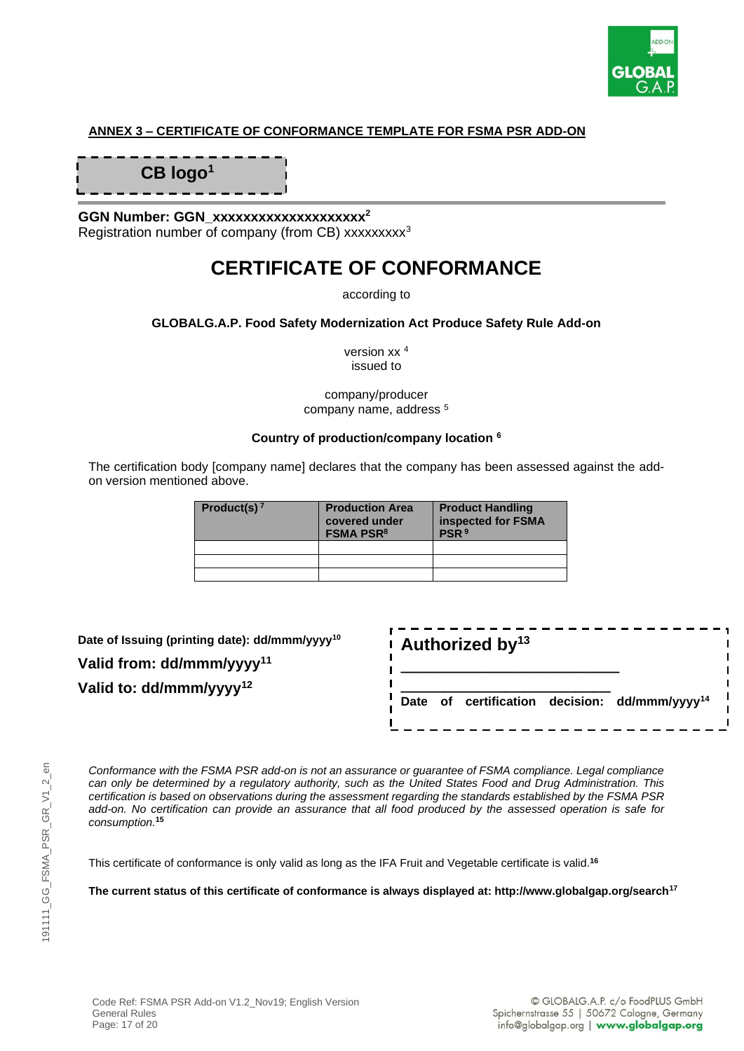## ANNEX 3 – CERTIFICATE OF CONFORMANCE TEMPLATE FOR FSMA PSR ADD-ON

**CB logo**[1]

**GGN Number: GGN_xxxxxxxxxxxxxxxxxxxx**[2]
Registration number of company (from CB) xxxxxxxxx[3]

# CERTIFICATE OF CONFORMANCE

according to

**GLOBALG.A.P. Food Safety Modernization Act Produce Safety Rule Add-on**

version xx [4]
issued to

company/producer
company name, address [5]

**Country of production/company location [6]**

The certification body [company name] declares that the company has been assessed against the add-on version mentioned above.

| Product(s) [7] | Production Area covered under FSMA PSR[8] | Product Handling inspected for FSMA PSR [9] |
|---|---|---|
| | | |
| | | |
| | | |

**Date of Issuing (printing date): dd/mmm/yyyy**[10]

**Valid from: dd/mmm/yyyy**[11]

**Valid to: dd/mmm/yyyy**[12]

**Authorized by**[13]

\_\_\_\_\_\_\_\_\_\_\_\_\_\_\_\_\_\_\_\_\_\_\_\_\_\_

**Date of certification decision: dd/mmm/yyyy**[14]

*Conformance with the FSMA PSR add-on is not an assurance or guarantee of FSMA compliance. Legal compliance can only be determined by a regulatory authority, such as the United States Food and Drug Administration. This certification is based on observations during the assessment regarding the standards established by the FSMA PSR add-on. No certification can provide an assurance that all food produced by the assessed operation is safe for consumption.*[15]

This certificate of conformance is only valid as long as the IFA Fruit and Vegetable certificate is valid.[16]

**The current status of this certificate of conformance is always displayed at: http://www.globalgap.org/search**[17]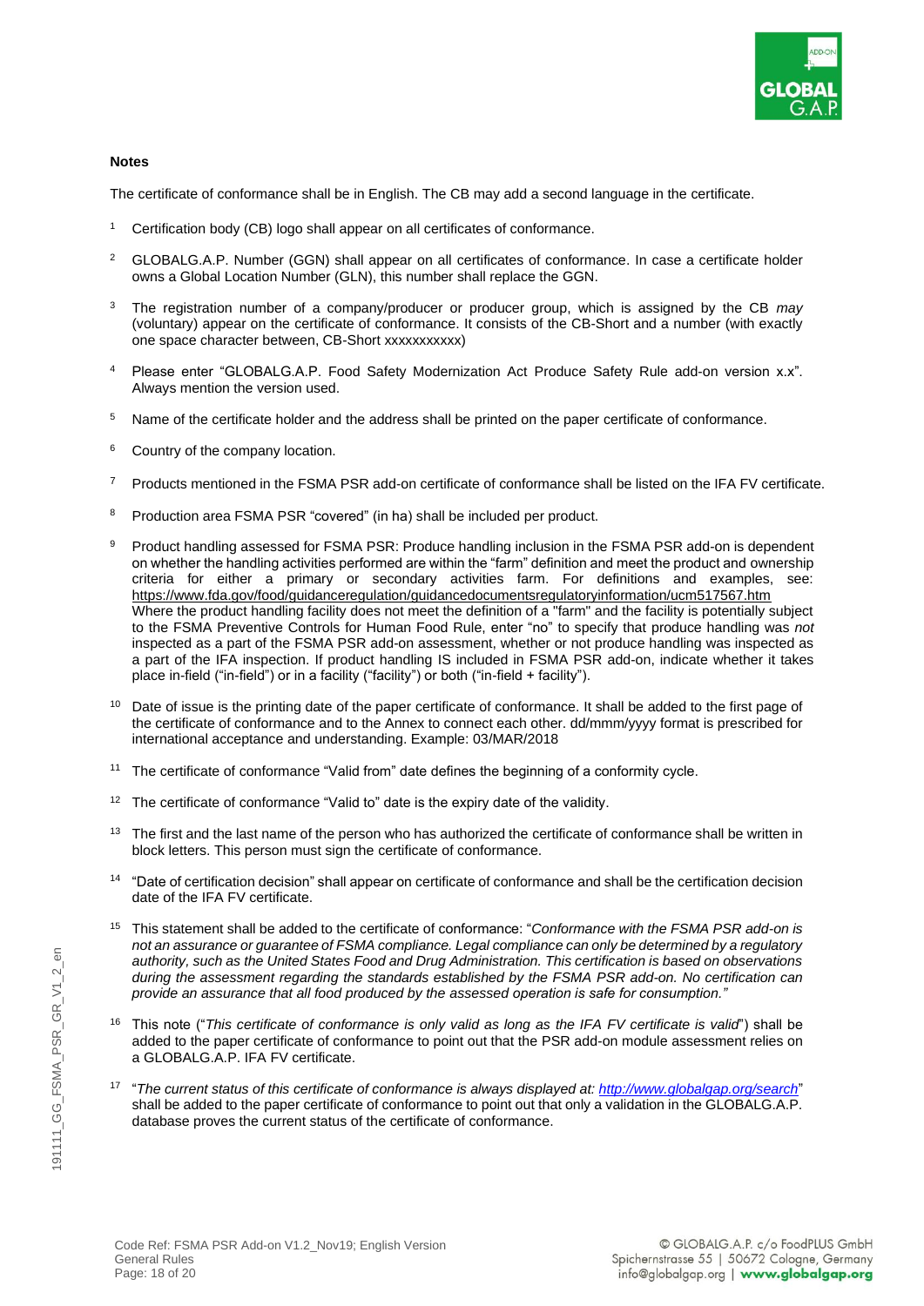**Notes**

The certificate of conformance shall be in English. The CB may add a second language in the certificate.

[1] Certification body (CB) logo shall appear on all certificates of conformance.

[2] GLOBALG.A.P. Number (GGN) shall appear on all certificates of conformance. In case a certificate holder owns a Global Location Number (GLN), this number shall replace the GGN.

[3] The registration number of a company/producer or producer group, which is assigned by the CB *may* (voluntary) appear on the certificate of conformance. It consists of the CB-Short and a number (with exactly one space character between, CB-Short xxxxxxxxxxx)

[4] Please enter "GLOBALG.A.P. Food Safety Modernization Act Produce Safety Rule add-on version x.x". Always mention the version used.

[5] Name of the certificate holder and the address shall be printed on the paper certificate of conformance.

[6] Country of the company location.

[7] Products mentioned in the FSMA PSR add-on certificate of conformance shall be listed on the IFA FV certificate.

[8] Production area FSMA PSR "covered" (in ha) shall be included per product.

[9] Product handling assessed for FSMA PSR: Produce handling inclusion in the FSMA PSR add-on is dependent on whether the handling activities performed are within the "farm" definition and meet the product and ownership criteria for either a primary or secondary activities farm. For definitions and examples, see: https://www.fda.gov/food/guidanceregulation/guidancedocumentsregulatoryinformation/ucm517567.htm
Where the product handling facility does not meet the definition of a "farm" and the facility is potentially subject to the FSMA Preventive Controls for Human Food Rule, enter "no" to specify that produce handling was *not* inspected as a part of the FSMA PSR add-on assessment, whether or not produce handling was inspected as a part of the IFA inspection. If product handling IS included in FSMA PSR add-on, indicate whether it takes place in-field ("in-field") or in a facility ("facility") or both ("in-field + facility").

[10] Date of issue is the printing date of the paper certificate of conformance. It shall be added to the first page of the certificate of conformance and to the Annex to connect each other. dd/mmm/yyyy format is prescribed for international acceptance and understanding. Example: 03/MAR/2018

[11] The certificate of conformance "Valid from" date defines the beginning of a conformity cycle.

[12] The certificate of conformance "Valid to" date is the expiry date of the validity.

[13] The first and the last name of the person who has authorized the certificate of conformance shall be written in block letters. This person must sign the certificate of conformance.

[14] "Date of certification decision" shall appear on certificate of conformance and shall be the certification decision date of the IFA FV certificate.

[15] This statement shall be added to the certificate of conformance: "*Conformance with the FSMA PSR add-on is not an assurance or guarantee of FSMA compliance. Legal compliance can only be determined by a regulatory authority, such as the United States Food and Drug Administration. This certification is based on observations during the assessment regarding the standards established by the FSMA PSR add-on. No certification can provide an assurance that all food produced by the assessed operation is safe for consumption.*"

[16] This note ("*This certificate of conformance is only valid as long as the IFA FV certificate is valid*") shall be added to the paper certificate of conformance to point out that the PSR add-on module assessment relies on a GLOBALG.A.P. IFA FV certificate.

[17] "*The current status of this certificate of conformance is always displayed at: http://www.globalgap.org/search*" shall be added to the paper certificate of conformance to point out that only a validation in the GLOBALG.A.P. database proves the current status of the certificate of conformance.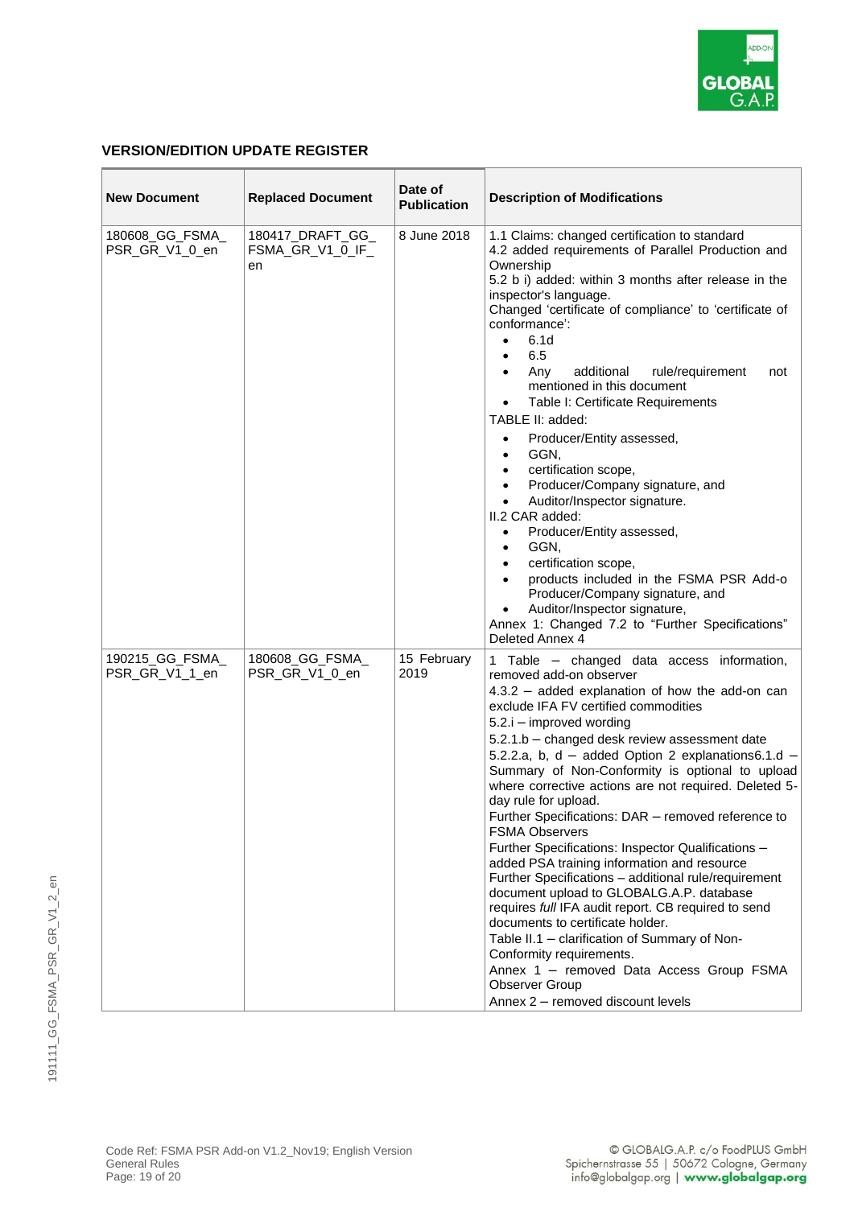## VERSION/EDITION UPDATE REGISTER

| New Document | Replaced Document | Date of Publication | Description of Modifications |
|---|---|---|---|
| 180608_GG_FSMA_PSR_GR_V1_0_en | 180417_DRAFT_GG_FSMA_GR_V1_0_IF_en | 8 June 2018 | 1.1 Claims: changed certification to standard<br>4.2 added requirements of Parallel Production and Ownership<br>5.2 b i) added: within 3 months after release in the inspector's language.<br>Changed 'certificate of compliance' to 'certificate of conformance':<br>• 6.1d<br>• 6.5<br>• Any additional rule/requirement not mentioned in this document<br>• Table I: Certificate Requirements<br>TABLE II: added:<br>• Producer/Entity assessed,<br>• GGN,<br>• certification scope,<br>• Producer/Company signature, and<br>• Auditor/Inspector signature.<br>II.2 CAR added:<br>• Producer/Entity assessed,<br>• GGN,<br>• certification scope,<br>• products included in the FSMA PSR Add-o Producer/Company signature, and<br>• Auditor/Inspector signature,<br>Annex 1: Changed 7.2 to "Further Specifications"<br>Deleted Annex 4 |
| 190215_GG_FSMA_PSR_GR_V1_1_en | 180608_GG_FSMA_PSR_GR_V1_0_en | 15 February 2019 | 1 Table – changed data access information, removed add-on observer<br>4.3.2 – added explanation of how the add-on can exclude IFA FV certified commodities<br>5.2.i – improved wording<br>5.2.1.b – changed desk review assessment date<br>5.2.2.a, b, d – added Option 2 explanations6.1.d – Summary of Non-Conformity is optional to upload where corrective actions are not required. Deleted 5-day rule for upload.<br>Further Specifications: DAR – removed reference to FSMA Observers<br>Further Specifications: Inspector Qualifications – added PSA training information and resource<br>Further Specifications – additional rule/requirement document upload to GLOBALG.A.P. database requires *full* IFA audit report. CB required to send documents to certificate holder.<br>Table II.1 – clarification of Summary of Non-Conformity requirements.<br>Annex 1 – removed Data Access Group FSMA Observer Group<br>Annex 2 – removed discount levels |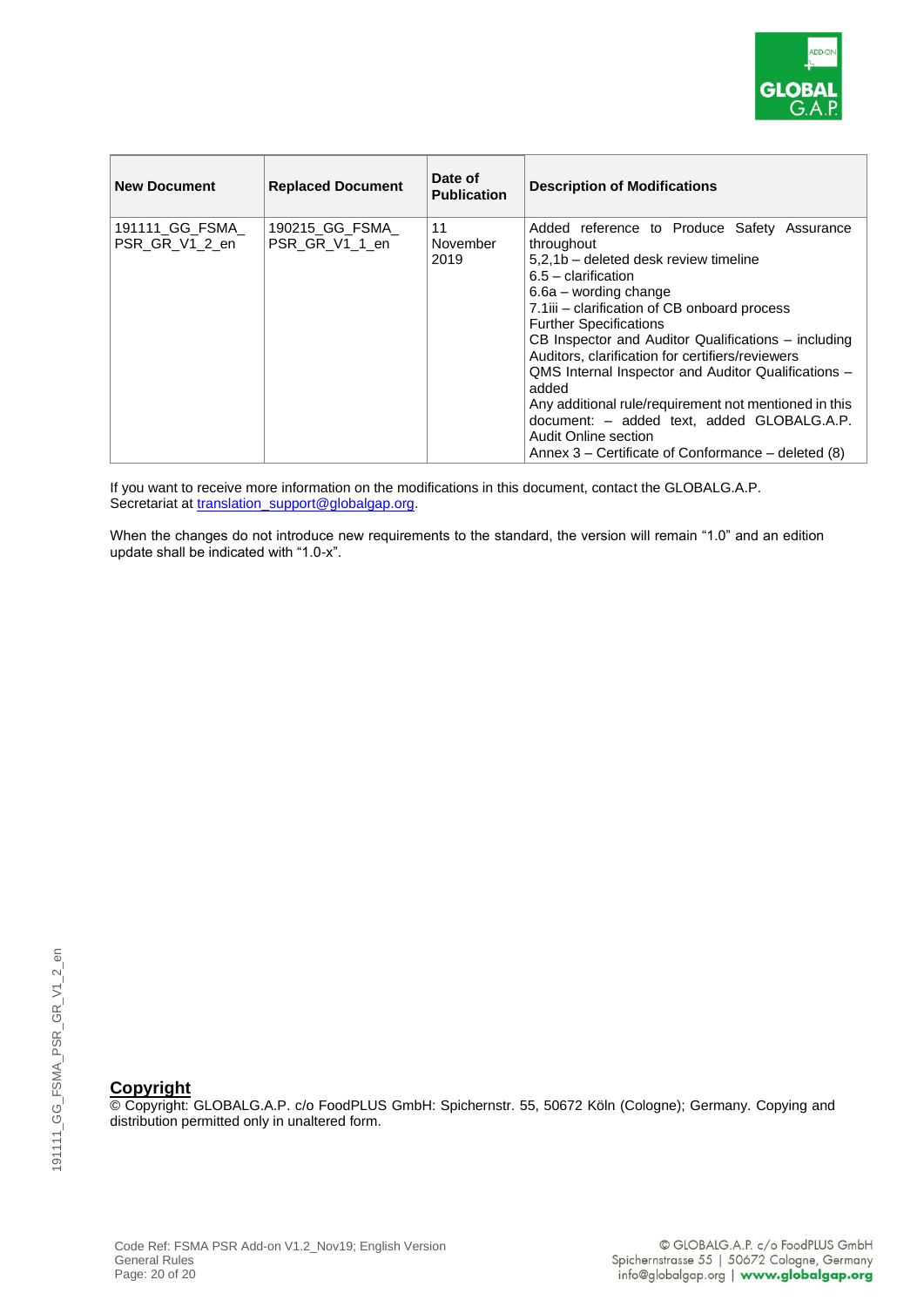| New Document | Replaced Document | Date of Publication | Description of Modifications |
|---|---|---|---|
| 191111_GG_FSMA_PSR_GR_V1_2_en | 190215_GG_FSMA_PSR_GR_V1_1_en | 11 November 2019 | Added reference to Produce Safety Assurance throughout<br>5,2,1b – deleted desk review timeline<br>6.5 – clarification<br>6.6a – wording change<br>7.1iii – clarification of CB onboard process<br>Further Specifications<br>CB Inspector and Auditor Qualifications – including Auditors, clarification for certifiers/reviewers<br>QMS Internal Inspector and Auditor Qualifications – added<br>Any additional rule/requirement not mentioned in this document: – added text, added GLOBALG.A.P. Audit Online section<br>Annex 3 – Certificate of Conformance – deleted (8) |

If you want to receive more information on the modifications in this document, contact the GLOBALG.A.P. Secretariat at translation_support@globalgap.org.

When the changes do not introduce new requirements to the standard, the version will remain "1.0" and an edition update shall be indicated with "1.0-x".

## Copyright

© Copyright: GLOBALG.A.P. c/o FoodPLUS GmbH: Spichernstr. 55, 50672 Köln (Cologne); Germany. Copying and distribution permitted only in unaltered form.